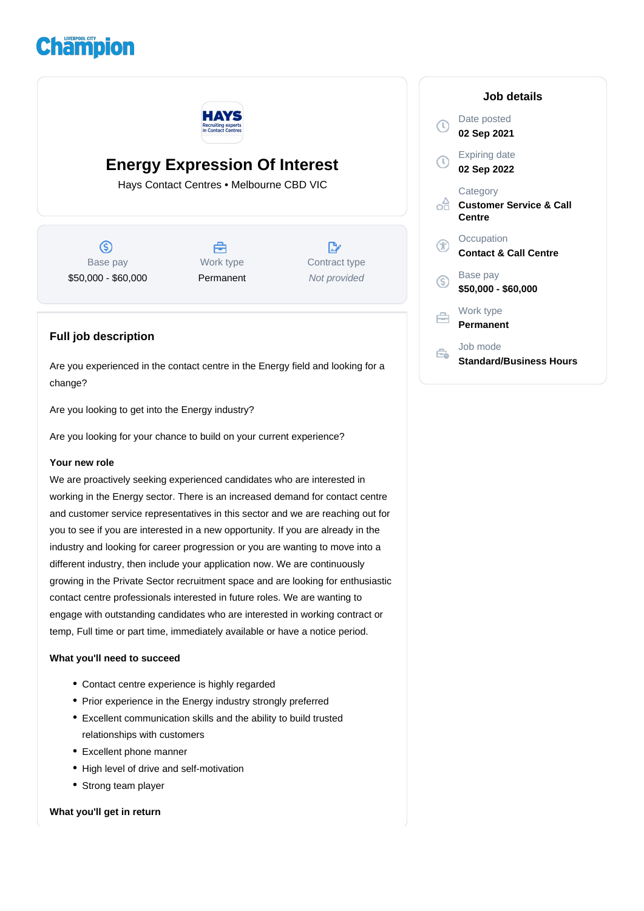# Energy Expression Of Interest

Hays Contact Centres • Melbourne CBD VIC

| Base pay | Work type | Contract type |
|---|---|---|
| $50,000 - $60,000 | Permanent | *Not provided* |

## Full job description

Are you experienced in the contact centre in the Energy field and looking for a change?

Are you looking to get into the Energy industry?

Are you looking for your chance to build on your current experience?

**Your new role**

We are proactively seeking experienced candidates who are interested in working in the Energy sector. There is an increased demand for contact centre and customer service representatives in this sector and we are reaching out for you to see if you are interested in a new opportunity. If you are already in the industry and looking for career progression or you are wanting to move into a different industry, then include your application now. We are continuously growing in the Private Sector recruitment space and are looking for enthusiastic contact centre professionals interested in future roles. We are wanting to engage with outstanding candidates who are interested in working contract or temp, Full time or part time, immediately available or have a notice period.

**What you'll need to succeed**

- Contact centre experience is highly regarded
- Prior experience in the Energy industry strongly preferred
- Excellent communication skills and the ability to build trusted relationships with customers
- Excellent phone manner
- High level of drive and self-motivation
- Strong team player

**What you'll get in return**

## Job details

Date posted
**02 Sep 2021**

Expiring date
**02 Sep 2022**

Category
**Customer Service & Call Centre**

Occupation
**Contact & Call Centre**

Base pay
**$50,000 - $60,000**

Work type
**Permanent**

Job mode
**Standard/Business Hours**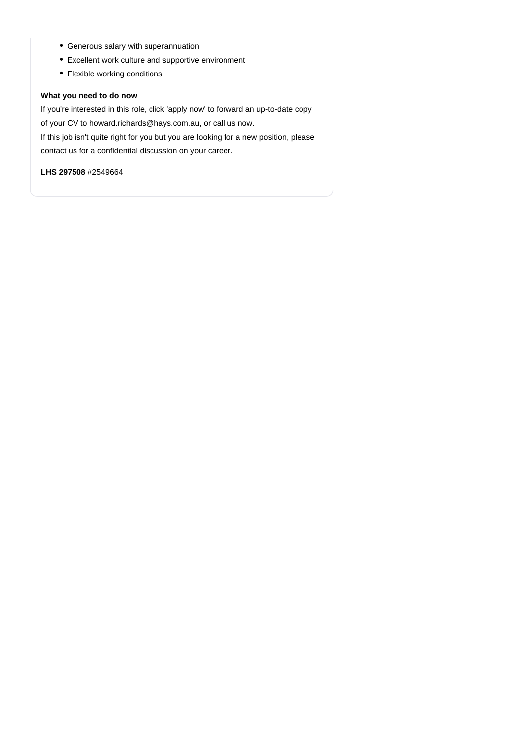- Generous salary with superannuation
- Excellent work culture and supportive environment
- Flexible working conditions

**What you need to do now**

If you're interested in this role, click 'apply now' to forward an up-to-date copy of your CV to howard.richards@hays.com.au, or call us now.
If this job isn't quite right for you but you are looking for a new position, please contact us for a confidential discussion on your career.

**LHS 297508** #2549664